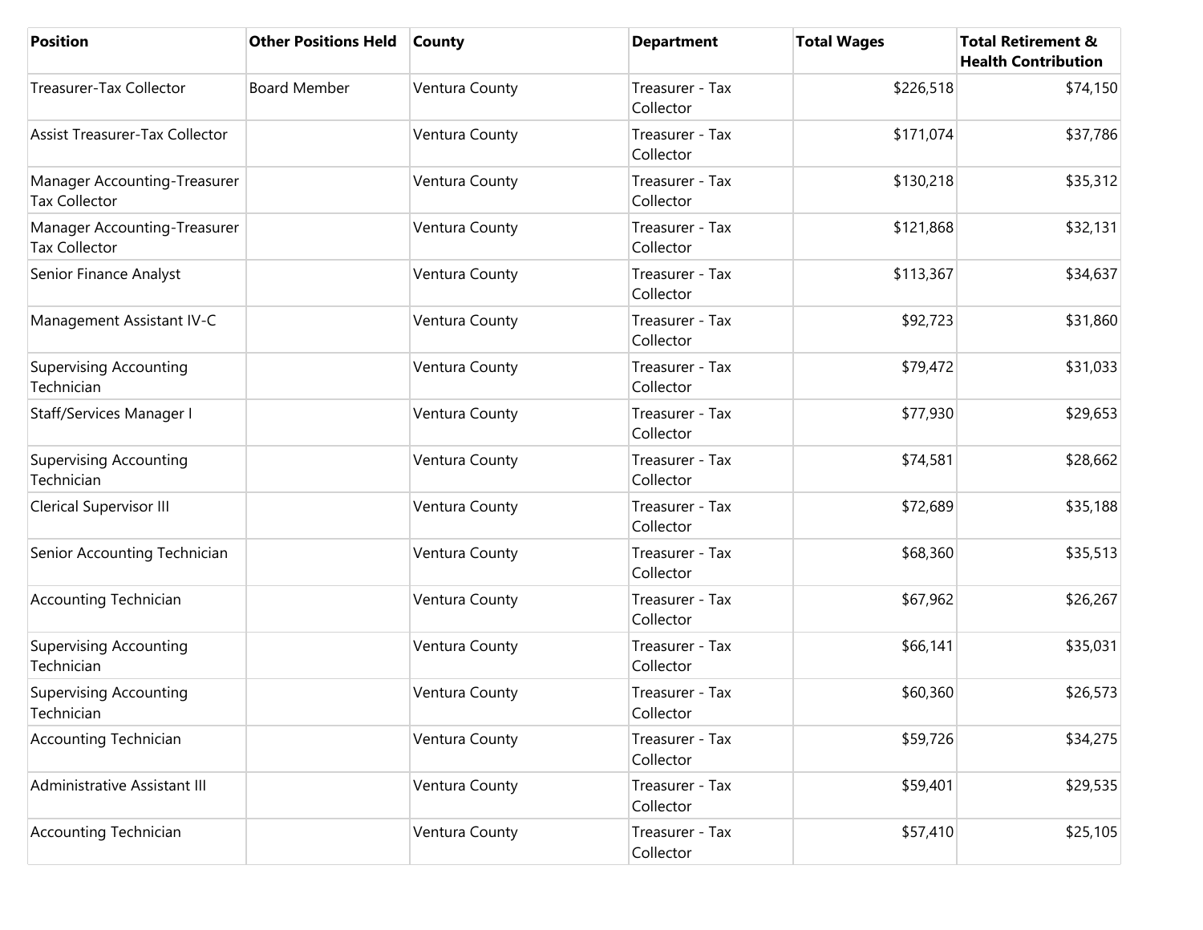| Position | Other Positions Held | County | Department | Total Wages | Total Retirement & Health Contribution |
|---|---|---|---|---|---|
| Treasurer-Tax Collector | Board Member | Ventura County | Treasurer - Tax Collector | $226,518 | $74,150 |
| Assist Treasurer-Tax Collector | | Ventura County | Treasurer - Tax Collector | $171,074 | $37,786 |
| Manager Accounting-Treasurer Tax Collector | | Ventura County | Treasurer - Tax Collector | $130,218 | $35,312 |
| Manager Accounting-Treasurer Tax Collector | | Ventura County | Treasurer - Tax Collector | $121,868 | $32,131 |
| Senior Finance Analyst | | Ventura County | Treasurer - Tax Collector | $113,367 | $34,637 |
| Management Assistant IV-C | | Ventura County | Treasurer - Tax Collector | $92,723 | $31,860 |
| Supervising Accounting Technician | | Ventura County | Treasurer - Tax Collector | $79,472 | $31,033 |
| Staff/Services Manager I | | Ventura County | Treasurer - Tax Collector | $77,930 | $29,653 |
| Supervising Accounting Technician | | Ventura County | Treasurer - Tax Collector | $74,581 | $28,662 |
| Clerical Supervisor III | | Ventura County | Treasurer - Tax Collector | $72,689 | $35,188 |
| Senior Accounting Technician | | Ventura County | Treasurer - Tax Collector | $68,360 | $35,513 |
| Accounting Technician | | Ventura County | Treasurer - Tax Collector | $67,962 | $26,267 |
| Supervising Accounting Technician | | Ventura County | Treasurer - Tax Collector | $66,141 | $35,031 |
| Supervising Accounting Technician | | Ventura County | Treasurer - Tax Collector | $60,360 | $26,573 |
| Accounting Technician | | Ventura County | Treasurer - Tax Collector | $59,726 | $34,275 |
| Administrative Assistant III | | Ventura County | Treasurer - Tax Collector | $59,401 | $29,535 |
| Accounting Technician | | Ventura County | Treasurer - Tax Collector | $57,410 | $25,105 |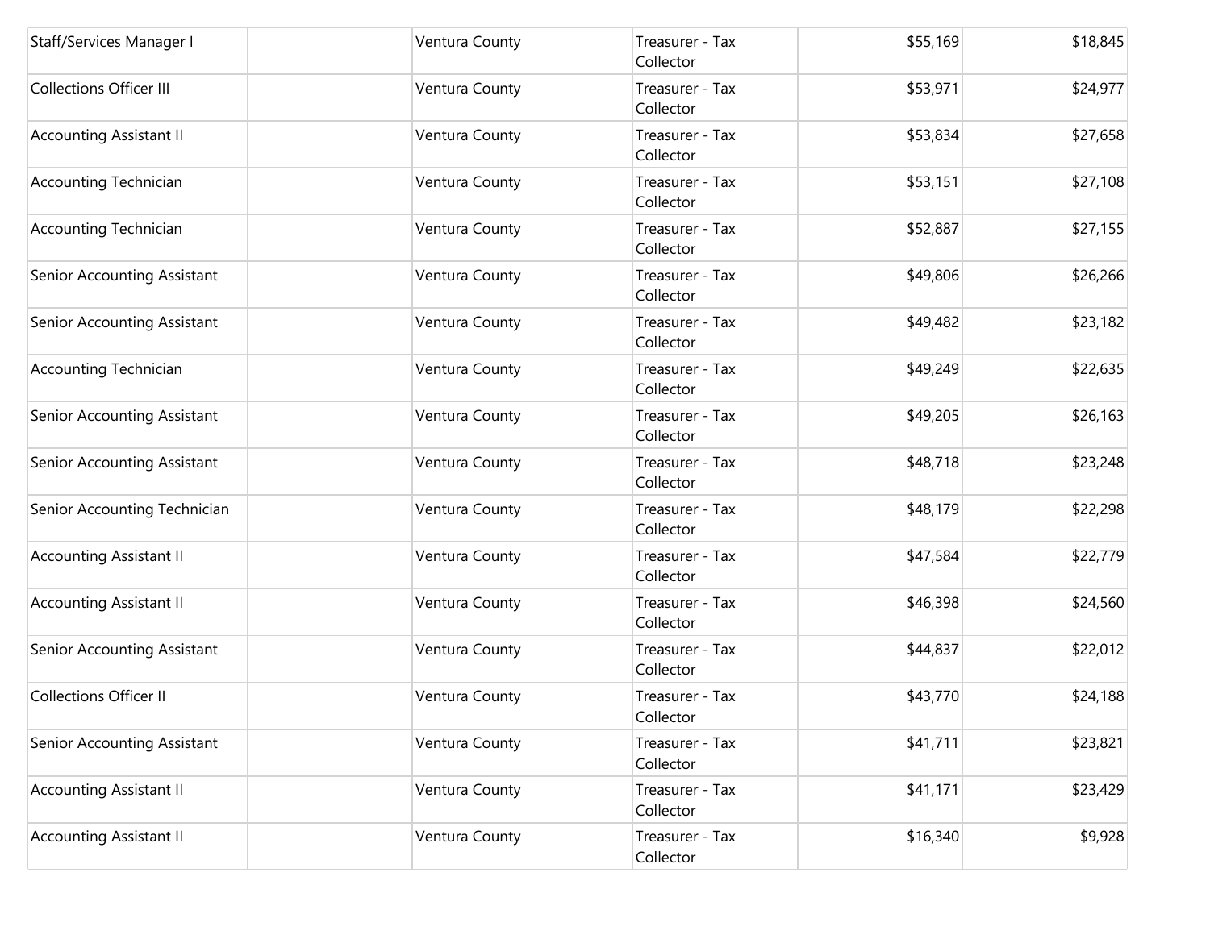| | | | | | |
|---|---|---|---|---|---|
| Staff/Services Manager I | | Ventura County | Treasurer - Tax Collector | $55,169 | $18,845 |
| Collections Officer III | | Ventura County | Treasurer - Tax Collector | $53,971 | $24,977 |
| Accounting Assistant II | | Ventura County | Treasurer - Tax Collector | $53,834 | $27,658 |
| Accounting Technician | | Ventura County | Treasurer - Tax Collector | $53,151 | $27,108 |
| Accounting Technician | | Ventura County | Treasurer - Tax Collector | $52,887 | $27,155 |
| Senior Accounting Assistant | | Ventura County | Treasurer - Tax Collector | $49,806 | $26,266 |
| Senior Accounting Assistant | | Ventura County | Treasurer - Tax Collector | $49,482 | $23,182 |
| Accounting Technician | | Ventura County | Treasurer - Tax Collector | $49,249 | $22,635 |
| Senior Accounting Assistant | | Ventura County | Treasurer - Tax Collector | $49,205 | $26,163 |
| Senior Accounting Assistant | | Ventura County | Treasurer - Tax Collector | $48,718 | $23,248 |
| Senior Accounting Technician | | Ventura County | Treasurer - Tax Collector | $48,179 | $22,298 |
| Accounting Assistant II | | Ventura County | Treasurer - Tax Collector | $47,584 | $22,779 |
| Accounting Assistant II | | Ventura County | Treasurer - Tax Collector | $46,398 | $24,560 |
| Senior Accounting Assistant | | Ventura County | Treasurer - Tax Collector | $44,837 | $22,012 |
| Collections Officer II | | Ventura County | Treasurer - Tax Collector | $43,770 | $24,188 |
| Senior Accounting Assistant | | Ventura County | Treasurer - Tax Collector | $41,711 | $23,821 |
| Accounting Assistant II | | Ventura County | Treasurer - Tax Collector | $41,171 | $23,429 |
| Accounting Assistant II | | Ventura County | Treasurer - Tax Collector | $16,340 | $9,928 |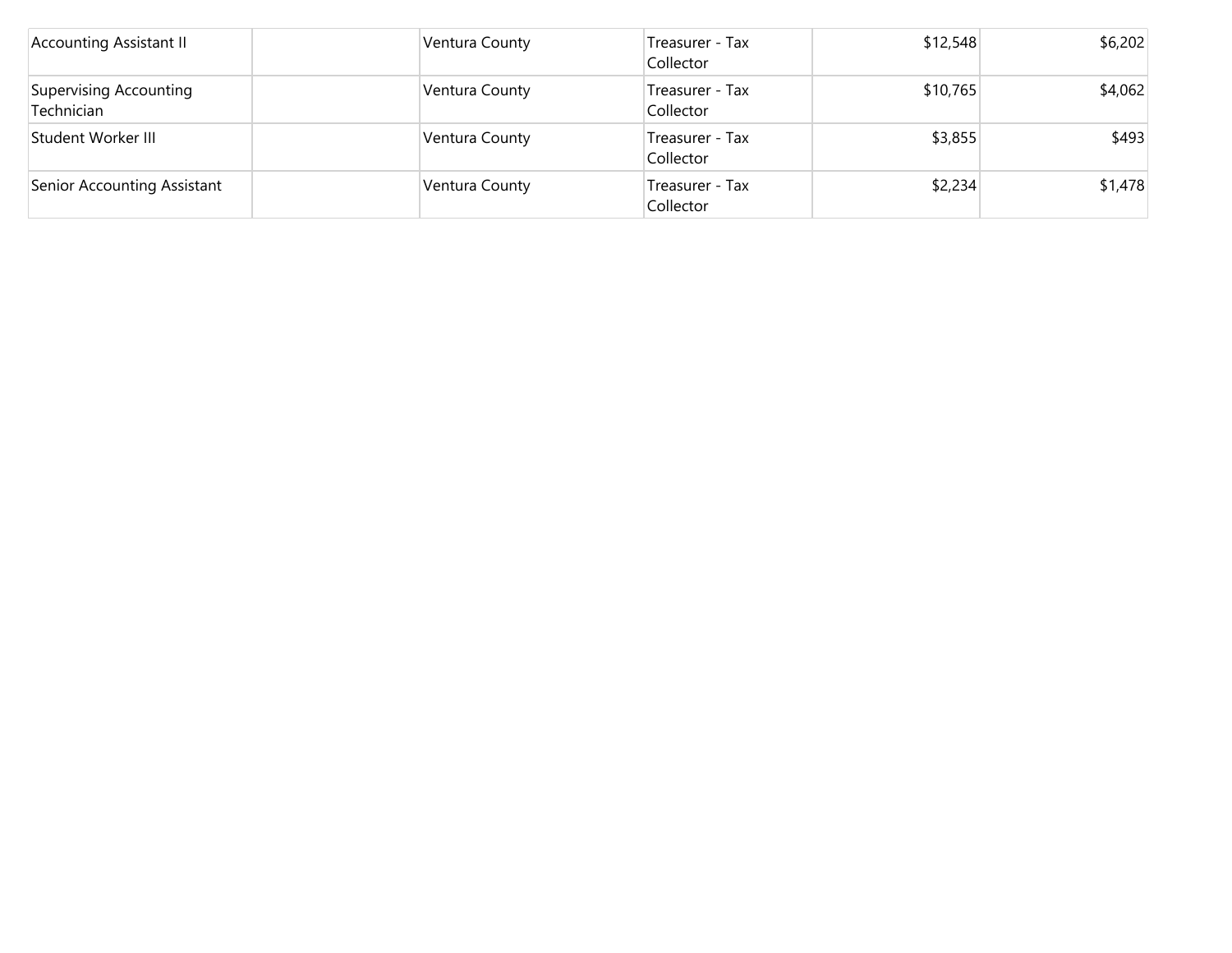| | | | | | |
|---|---|---|---|---|---|
| Accounting Assistant II | | Ventura County | Treasurer - Tax Collector | $12,548 | $6,202 |
| Supervising Accounting Technician | | Ventura County | Treasurer - Tax Collector | $10,765 | $4,062 |
| Student Worker III | | Ventura County | Treasurer - Tax Collector | $3,855 | $493 |
| Senior Accounting Assistant | | Ventura County | Treasurer - Tax Collector | $2,234 | $1,478 |